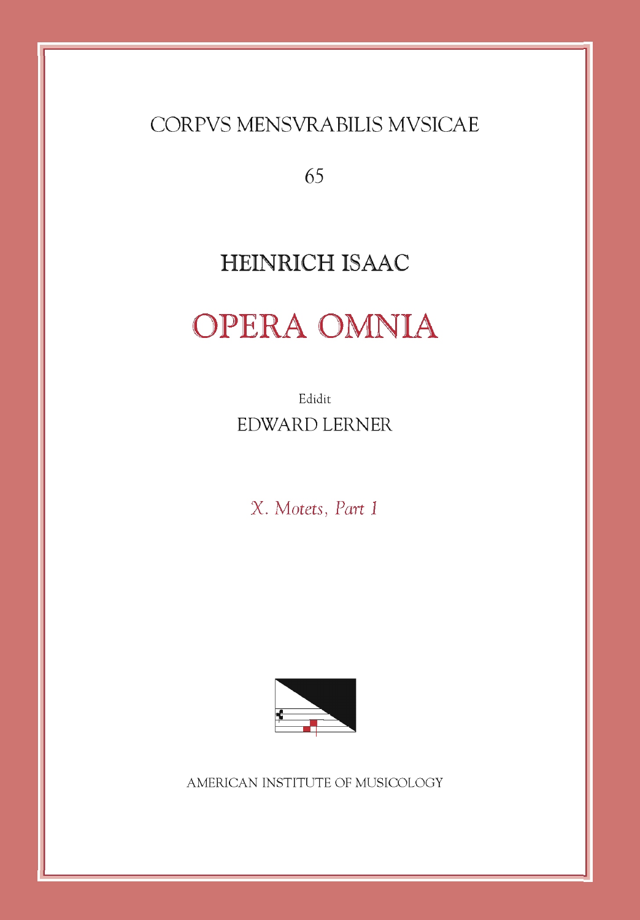# CORPVS MENSVRABILIS MVSICAE

65

## HEINRICH ISAAC

# OPERA OMNIA

Edidit

EDWARD LERNER

*X. Motets, Part 1*

AMERICAN INSTITUTE OF MUSICOLOGY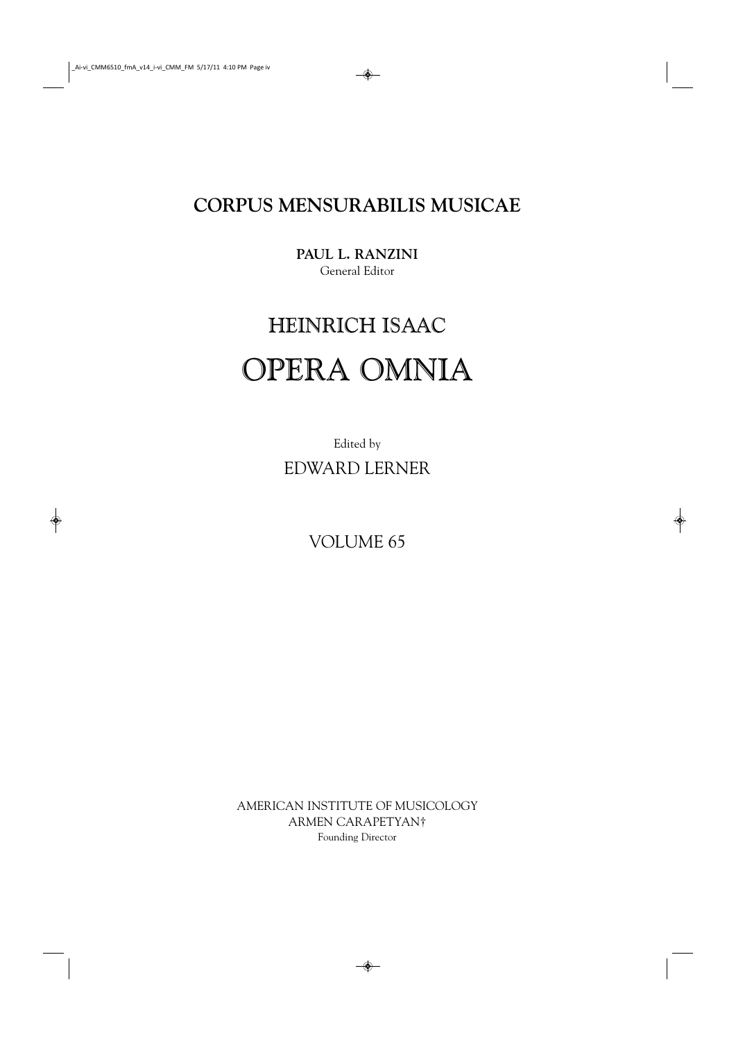# CORPUS MENSURABILIS MUSICAE

**PAUL L. RANZINI**
General Editor

# HEINRICH ISAAC
# OPERA OMNIA

Edited by
EDWARD LERNER

VOLUME 65

AMERICAN INSTITUTE OF MUSICOLOGY
ARMEN CARAPETYAN†
Founding Director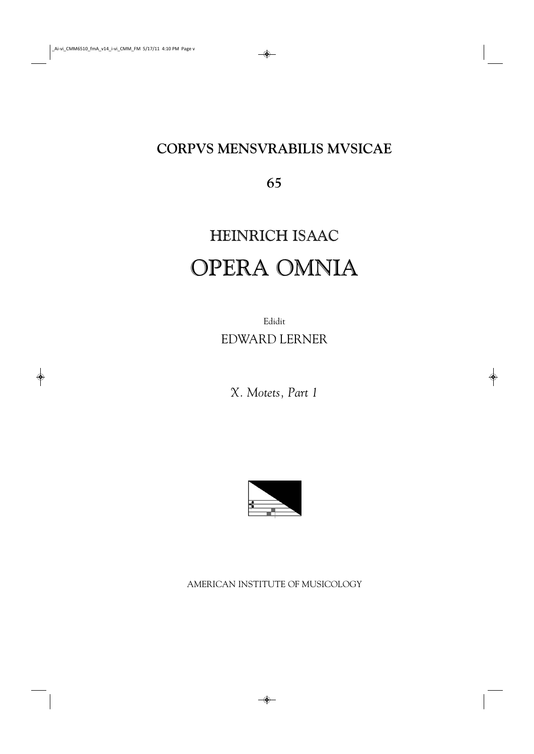# CORPVS MENSVRABILIS MVSICAE

**65**

# HEINRICH ISAAC

# OPERA OMNIA

Edidit

EDWARD LERNER

*X. Motets, Part 1*

AMERICAN INSTITUTE OF MUSICOLOGY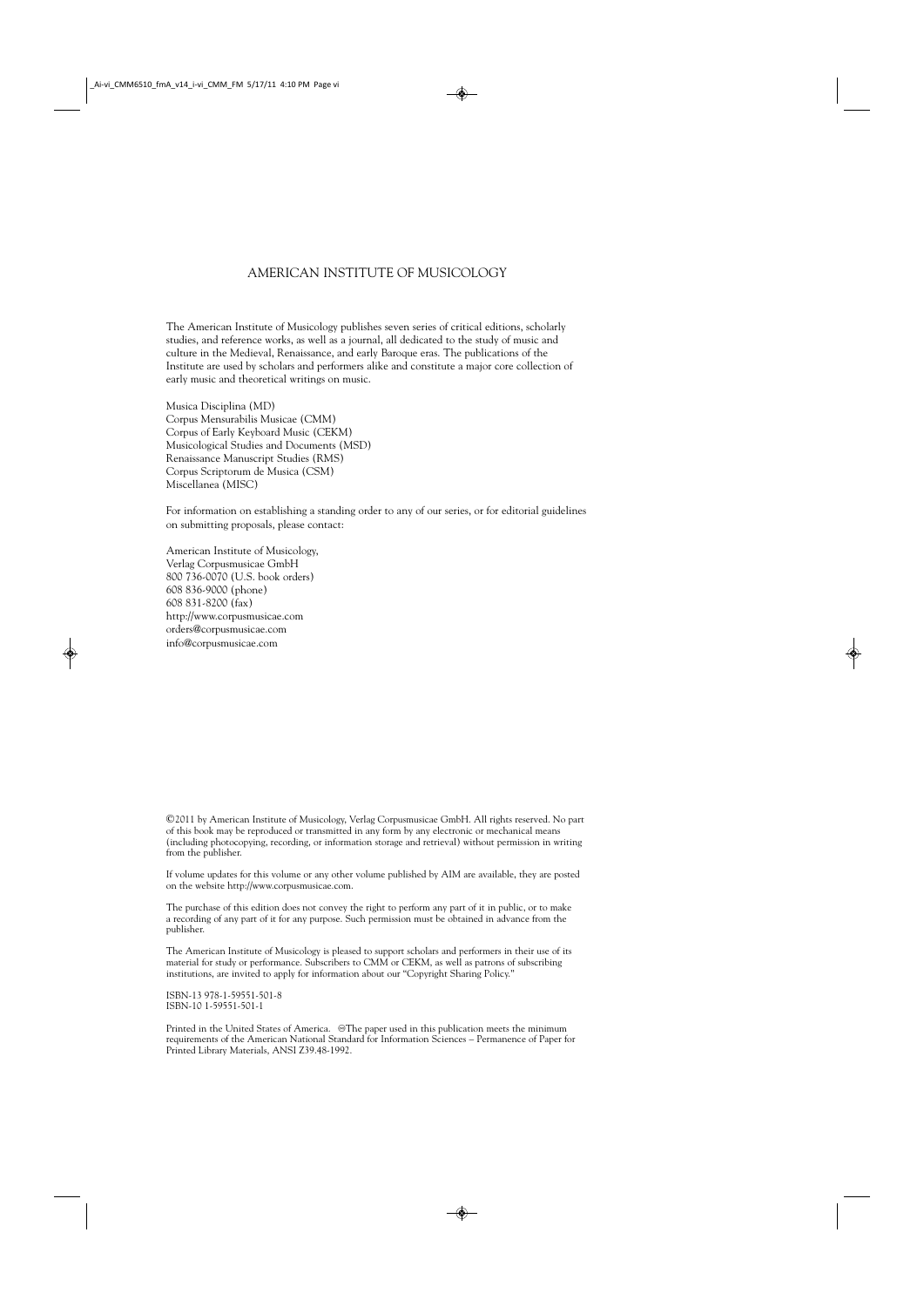# AMERICAN INSTITUTE OF MUSICOLOGY

The American Institute of Musicology publishes seven series of critical editions, scholarly studies, and reference works, as well as a journal, all dedicated to the study of music and culture in the Medieval, Renaissance, and early Baroque eras. The publications of the Institute are used by scholars and performers alike and constitute a major core collection of early music and theoretical writings on music.

Musica Disciplina (MD)
Corpus Mensurabilis Musicae (CMM)
Corpus of Early Keyboard Music (CEKM)
Musicological Studies and Documents (MSD)
Renaissance Manuscript Studies (RMS)
Corpus Scriptorum de Musica (CSM)
Miscellanea (MISC)

For information on establishing a standing order to any of our series, or for editorial guidelines on submitting proposals, please contact:

American Institute of Musicology,
Verlag Corpusmusicae GmbH
800 736-0070 (U.S. book orders)
608 836-9000 (phone)
608 831-8200 (fax)
http://www.corpusmusicae.com
orders@corpusmusicae.com
info@corpusmusicae.com

©2011 by American Institute of Musicology, Verlag Corpusmusicae GmbH. All rights reserved. No part of this book may be reproduced or transmitted in any form by any electronic or mechanical means (including photocopying, recording, or information storage and retrieval) without permission in writing from the publisher.

If volume updates for this volume or any other volume published by AIM are available, they are posted on the website http://www.corpusmusicae.com.

The purchase of this edition does not convey the right to perform any part of it in public, or to make a recording of any part of it for any purpose. Such permission must be obtained in advance from the publisher.

The American Institute of Musicology is pleased to support scholars and performers in their use of its material for study or performance. Subscribers to CMM or CEKM, as well as patrons of subscribing institutions, are invited to apply for information about our "Copyright Sharing Policy."

ISBN-13 978-1-59551-501-8
ISBN-10 1-59551-501-1

Printed in the United States of America. ♾The paper used in this publication meets the minimum requirements of the American National Standard for Information Sciences – Permanence of Paper for Printed Library Materials, ANSI Z39.48-1992.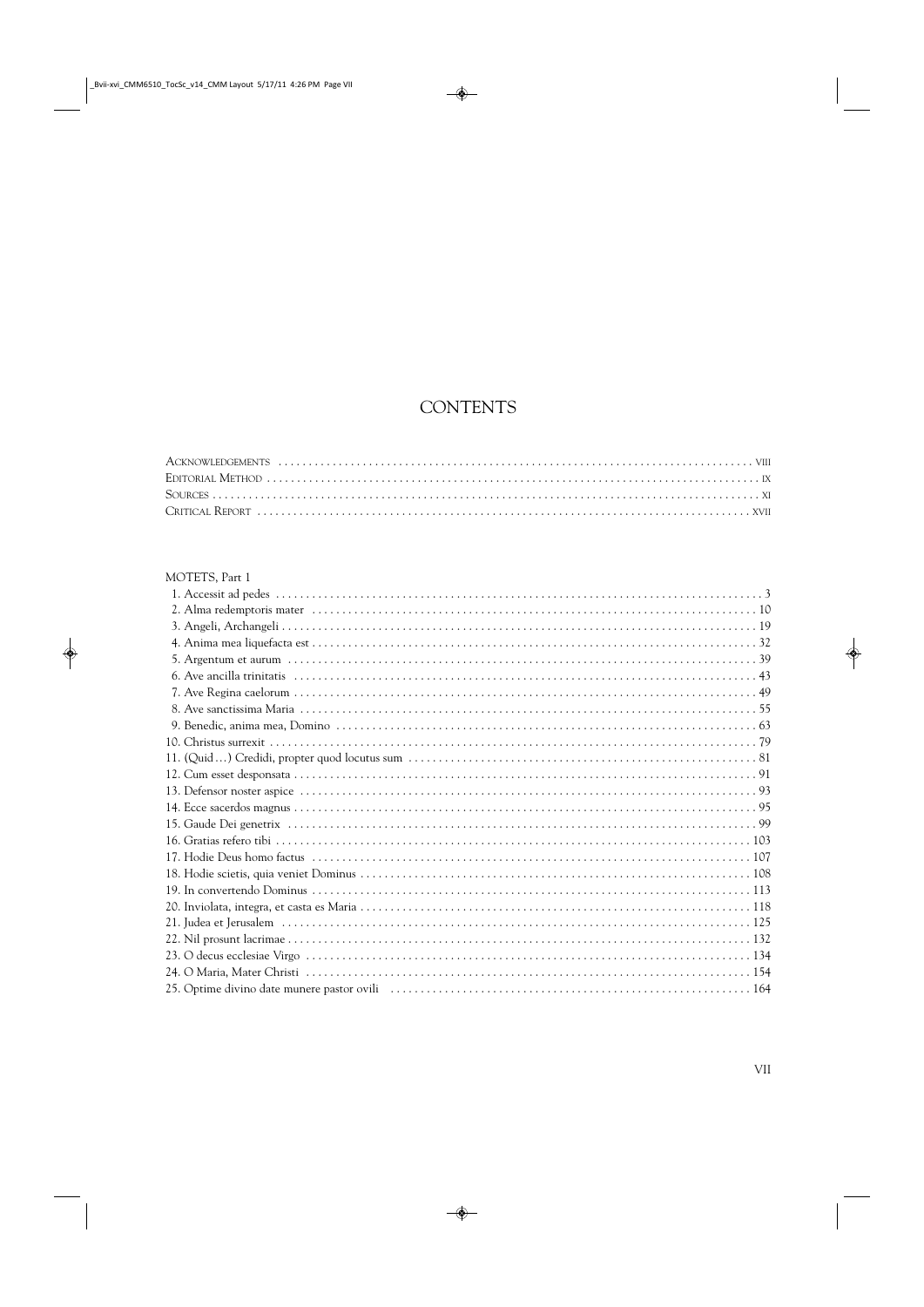# CONTENTS

Acknowledgements . . . . . . . . . . . . . . . . . . . . . . . . . . . . . . . . . . . . . . . . . . . . . . . . . . viii
Editorial Method . . . . . . . . . . . . . . . . . . . . . . . . . . . . . . . . . . . . . . . . . . . . . . . . . . ix
Sources . . . . . . . . . . . . . . . . . . . . . . . . . . . . . . . . . . . . . . . . . . . . . . . . . . xi
Critical Report . . . . . . . . . . . . . . . . . . . . . . . . . . . . . . . . . . . . . . . . . . . . . . . . . . xvii

MOTETS, Part 1

1. Accessit ad pedes . . . . . . . . . . . . . . . . . . . . . . . . . . . . . . . . . . . . . . . . . . . . 3
2. Alma redemptoris mater . . . . . . . . . . . . . . . . . . . . . . . . . . . . . . . . . . . . . . . . 10
3. Angeli, Archangeli . . . . . . . . . . . . . . . . . . . . . . . . . . . . . . . . . . . . . . . . . . . . 19
4. Anima mea liquefacta est . . . . . . . . . . . . . . . . . . . . . . . . . . . . . . . . . . . . . . . 32
5. Argentum et aurum . . . . . . . . . . . . . . . . . . . . . . . . . . . . . . . . . . . . . . . . . . . 39
6. Ave ancilla trinitatis . . . . . . . . . . . . . . . . . . . . . . . . . . . . . . . . . . . . . . . . . . . 43
7. Ave Regina caelorum . . . . . . . . . . . . . . . . . . . . . . . . . . . . . . . . . . . . . . . . . . 49
8. Ave sanctissima Maria . . . . . . . . . . . . . . . . . . . . . . . . . . . . . . . . . . . . . . . . . 55
9. Benedic, anima mea, Domino . . . . . . . . . . . . . . . . . . . . . . . . . . . . . . . . . . . . 63
10. Christus surrexit . . . . . . . . . . . . . . . . . . . . . . . . . . . . . . . . . . . . . . . . . . . . 79
11. (Quid…) Credidi, propter quod locutus sum . . . . . . . . . . . . . . . . . . . . . . . . . . 81
12. Cum esset desponsata . . . . . . . . . . . . . . . . . . . . . . . . . . . . . . . . . . . . . . . . 91
13. Defensor noster aspice . . . . . . . . . . . . . . . . . . . . . . . . . . . . . . . . . . . . . . . . 93
14. Ecce sacerdos magnus . . . . . . . . . . . . . . . . . . . . . . . . . . . . . . . . . . . . . . . . 95
15. Gaude Dei genetrix . . . . . . . . . . . . . . . . . . . . . . . . . . . . . . . . . . . . . . . . . . 99
16. Gratias refero tibi . . . . . . . . . . . . . . . . . . . . . . . . . . . . . . . . . . . . . . . . . . 103
17. Hodie Deus homo factus . . . . . . . . . . . . . . . . . . . . . . . . . . . . . . . . . . . . . . 107
18. Hodie scietis, quia veniet Dominus . . . . . . . . . . . . . . . . . . . . . . . . . . . . . . . 108
19. In convertendo Dominus . . . . . . . . . . . . . . . . . . . . . . . . . . . . . . . . . . . . . . 113
20. Inviolata, integra, et casta es Maria . . . . . . . . . . . . . . . . . . . . . . . . . . . . . . 118
21. Judea et Jerusalem . . . . . . . . . . . . . . . . . . . . . . . . . . . . . . . . . . . . . . . . . 125
22. Nil prosunt lacrimae . . . . . . . . . . . . . . . . . . . . . . . . . . . . . . . . . . . . . . . . 132
23. O decus ecclesiae Virgo . . . . . . . . . . . . . . . . . . . . . . . . . . . . . . . . . . . . . . 134
24. O Maria, Mater Christi . . . . . . . . . . . . . . . . . . . . . . . . . . . . . . . . . . . . . . . 154
25. Optime divino date munere pastor ovili . . . . . . . . . . . . . . . . . . . . . . . . . . . 164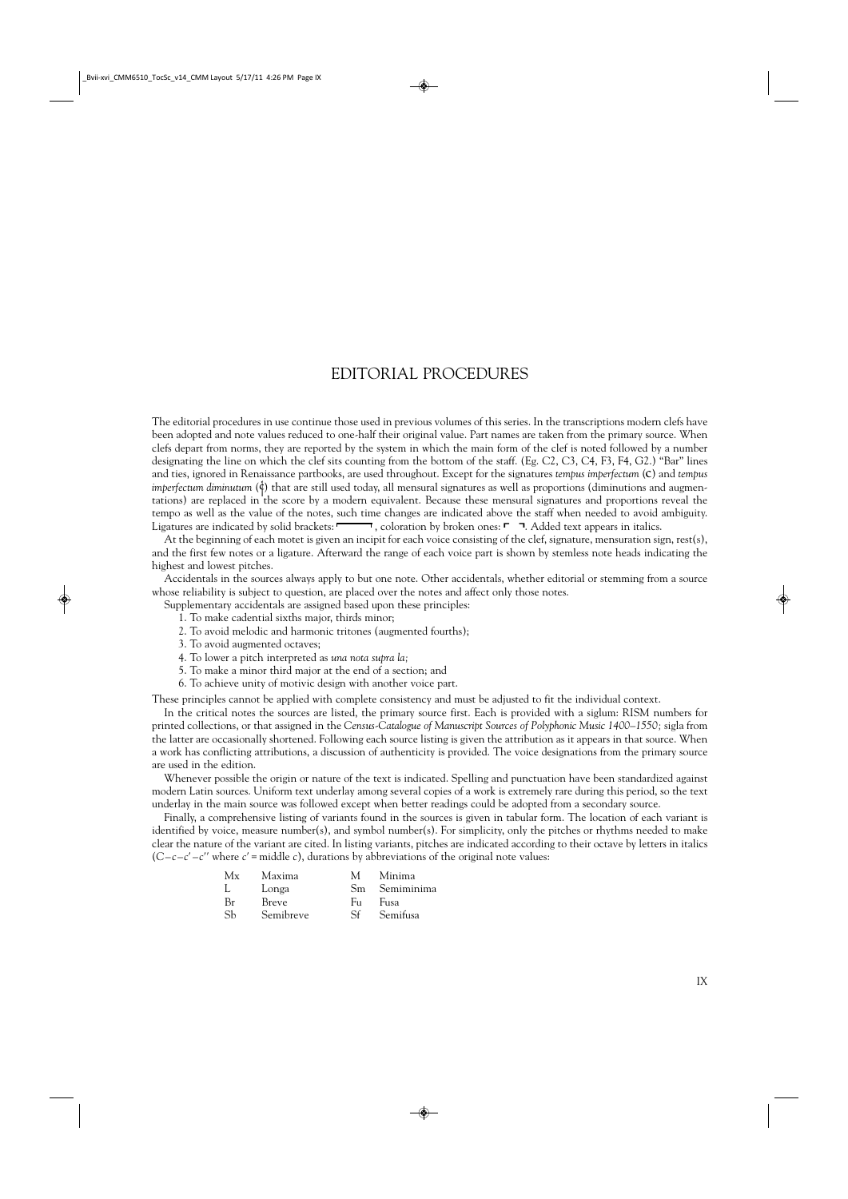# EDITORIAL PROCEDURES

The editorial procedures in use continue those used in previous volumes of this series. In the transcriptions modern clefs have been adopted and note values reduced to one-half their original value. Part names are taken from the primary source. When clefs depart from norms, they are reported by the system in which the main form of the clef is noted followed by a number designating the line on which the clef sits counting from the bottom of the staff. (Eg. C2, C3, C4, F3, F4, G2.) "Bar" lines and ties, ignored in Renaissance partbooks, are used throughout. Except for the signatures *tempus imperfectum* (C) and *tempus imperfectum diminutum* (¢) that are still used today, all mensural signatures as well as proportions (diminutions and augmentations) are replaced in the score by a modern equivalent. Because these mensural signatures and proportions reveal the tempo as well as the value of the notes, such time changes are indicated above the staff when needed to avoid ambiguity. Ligatures are indicated by solid brackets: ⌐‾‾‾‾¬, coloration by broken ones: ⌐ ¬. Added text appears in italics.

At the beginning of each motet is given an incipit for each voice consisting of the clef, signature, mensuration sign, rest(s), and the first few notes or a ligature. Afterward the range of each voice part is shown by stemless note heads indicating the highest and lowest pitches.

Accidentals in the sources always apply to but one note. Other accidentals, whether editorial or stemming from a source whose reliability is subject to question, are placed over the notes and affect only those notes.

Supplementary accidentals are assigned based upon these principles:

1. To make cadential sixths major, thirds minor;
2. To avoid melodic and harmonic tritones (augmented fourths);
3. To avoid augmented octaves;
4. To lower a pitch interpreted as *una nota supra la;*
5. To make a minor third major at the end of a section; and
6. To achieve unity of motivic design with another voice part.

These principles cannot be applied with complete consistency and must be adjusted to fit the individual context.

In the critical notes the sources are listed, the primary source first. Each is provided with a siglum: RISM numbers for printed collections, or that assigned in the *Census-Catalogue of Manuscript Sources of Polyphonic Music 1400–1550;* sigla from the latter are occasionally shortened. Following each source listing is given the attribution as it appears in that source. When a work has conflicting attributions, a discussion of authenticity is provided. The voice designations from the primary source are used in the edition.

Whenever possible the origin or nature of the text is indicated. Spelling and punctuation have been standardized against modern Latin sources. Uniform text underlay among several copies of a work is extremely rare during this period, so the text underlay in the main source was followed except when better readings could be adopted from a secondary source.

Finally, a comprehensive listing of variants found in the sources is given in tabular form. The location of each variant is identified by voice, measure number(s), and symbol number(s). For simplicity, only the pitches or rhythms needed to make clear the nature of the variant are cited. In listing variants, pitches are indicated according to their octave by letters in italics (*C*–*c*–*c′*–*c″* where *c′* = middle *c*), durations by abbreviations of the original note values:

| | | | |
|---|---|---|---|
| Mx | Maxima | M | Minima |
| L | Longa | Sm | Semiminima |
| Br | Breve | Fu | Fusa |
| Sb | Semibreve | Sf | Semifusa |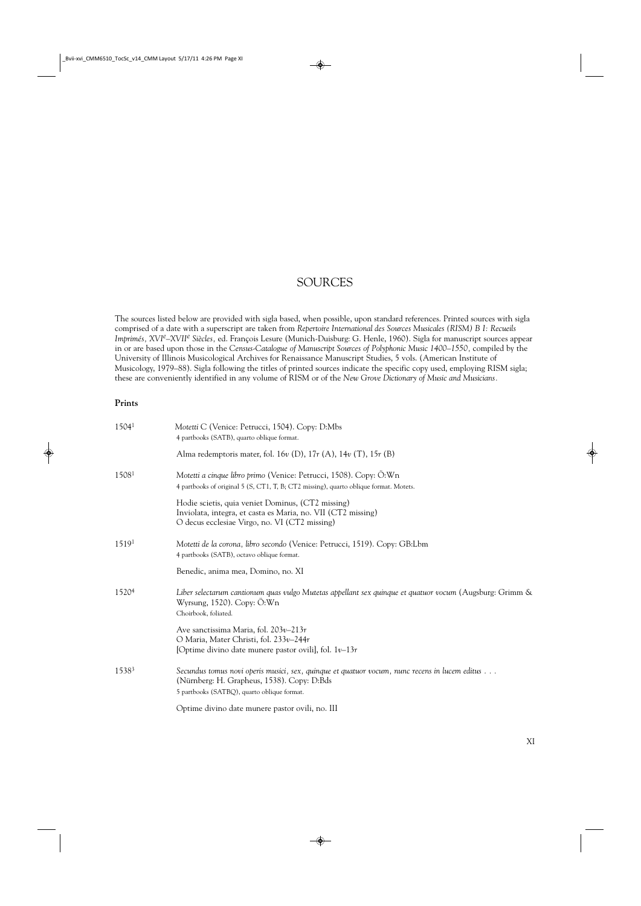# SOURCES

The sources listed below are provided with sigla based, when possible, upon standard references. Printed sources with sigla comprised of a date with a superscript are taken from *Repertoire International des Sources Musicales (RISM) B I: Recueils Imprimés, XVI^e^–XVII^e^ Siècles*, ed. François Lesure (Munich-Duisburg: G. Henle, 1960). Sigla for manuscript sources appear in or are based upon those in the *Census-Catalogue of Manuscript Sources of Polyphonic Music 1400–1550*, compiled by the University of Illinois Musicological Archives for Renaissance Manuscript Studies, 5 vols. (American Institute of Musicology, 1979–88). Sigla following the titles of printed sources indicate the specific copy used, employing RISM sigla; these are conveniently identified in any volume of RISM or of the *New Grove Dictionary of Music and Musicians*.

## Prints

1504[1] *Motetti C* (Venice: Petrucci, 1504). Copy: D:Mbs
4 partbooks (SATB), quarto oblique format.

Alma redemptoris mater, fol. 16*v* (D), 17*r* (A), 14*v* (T), 15*r* (B)

1508[1] *Motetti a cinque libro primo* (Venice: Petrucci, 1508). Copy: Ö:Wn
4 partbooks of original 5 (S, CT1, T, B; CT2 missing), quarto oblique format. Motets.

Hodie scietis, quia veniet Dominus, (CT2 missing)
Inviolata, integra, et casta es Maria, no. VII (CT2 missing)
O decus ecclesiae Virgo, no. VI (CT2 missing)

1519[1] *Motetti de la corona, libro secondo* (Venice: Petrucci, 1519). Copy: GB:Lbm
4 partbooks (SATB), octavo oblique format.

Benedic, anima mea, Domino, no. XI

1520[4] *Liber selectarum cantionum quas vulgo Mutetas appellant sex quinque et quatuor vocum* (Augsburg: Grimm & Wyrsung, 1520). Copy: Ö:Wn
Choirbook, foliated.

Ave sanctissima Maria, fol. 203*v*–213*r*
O Maria, Mater Christi, fol. 233*v*–244*r*
[Optime divino date munere pastor ovili], fol. 1*v*–13*r*

1538[3] *Secundus tomus novi operis musici, sex, quinque et quatuor vocum, nunc recens in lucem editus . . .* (Nürnberg: H. Grapheus, 1538). Copy: D:Bds
5 partbooks (SATBQ), quarto oblique format.

Optime divino date munere pastor ovili, no. III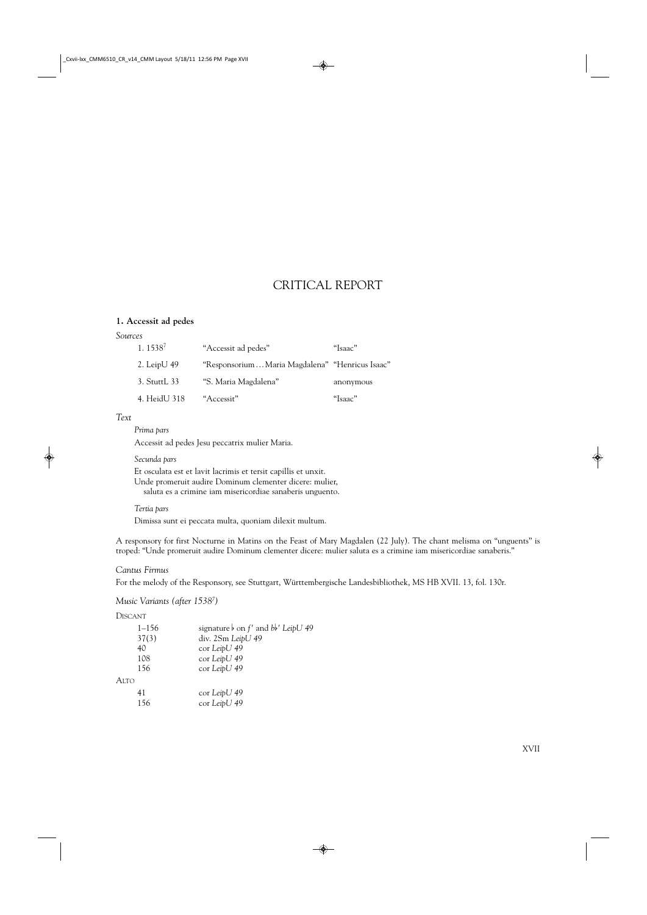# CRITICAL REPORT

## 1. Accessit ad pedes

*Sources*

| | | |
|---|---|---|
| 1. 1538[7] | "Accessit ad pedes" | "Isaac" |
| 2. LeipU 49 | "Responsorium … Maria Magdalena" | "Henricus Isaac" |
| 3. StuttL 33 | "S. Maria Magdalena" | anonymous |
| 4. HeidU 318 | "Accessit" | "Isaac" |

*Text*

*Prima pars*

Accessit ad pedes Jesu peccatrix mulier Maria.

*Secunda pars*

Et osculata est et lavit lacrimis et tersit capillis et unxit.
Unde promeruit audire Dominum clementer dicere: mulier,
saluta es a crimine iam misericordiae sanaberis unguento.

*Tertia pars*

Dimissa sunt ei peccata multa, quoniam dilexit multum.

A responsory for first Nocturne in Matins on the Feast of Mary Magdalen (22 July). The chant melisma on "unguents" is troped: "Unde promeruit audire Dominum clementer dicere: mulier saluta es a crimine iam misericordiae sanaberis."

*Cantus Firmus*

For the melody of the Responsory, see Stuttgart, Württembergische Landesbibliothek, MS HB XVII. 13, fol. 130r.

*Music Variants (after 1538[7])*

Discant

| | |
|---|---|
| 1–156 | signature ♭ on *f′* and *b*♭*′* *LeipU 49* |
| 37(3) | div. 2Sm *LeipU 49* |
| 40 | cor *LeipU 49* |
| 108 | cor *LeipU 49* |
| 156 | cor *LeipU 49* |

Alto

| | |
|---|---|
| 41 | cor *LeipU 49* |
| 156 | cor *LeipU 49* |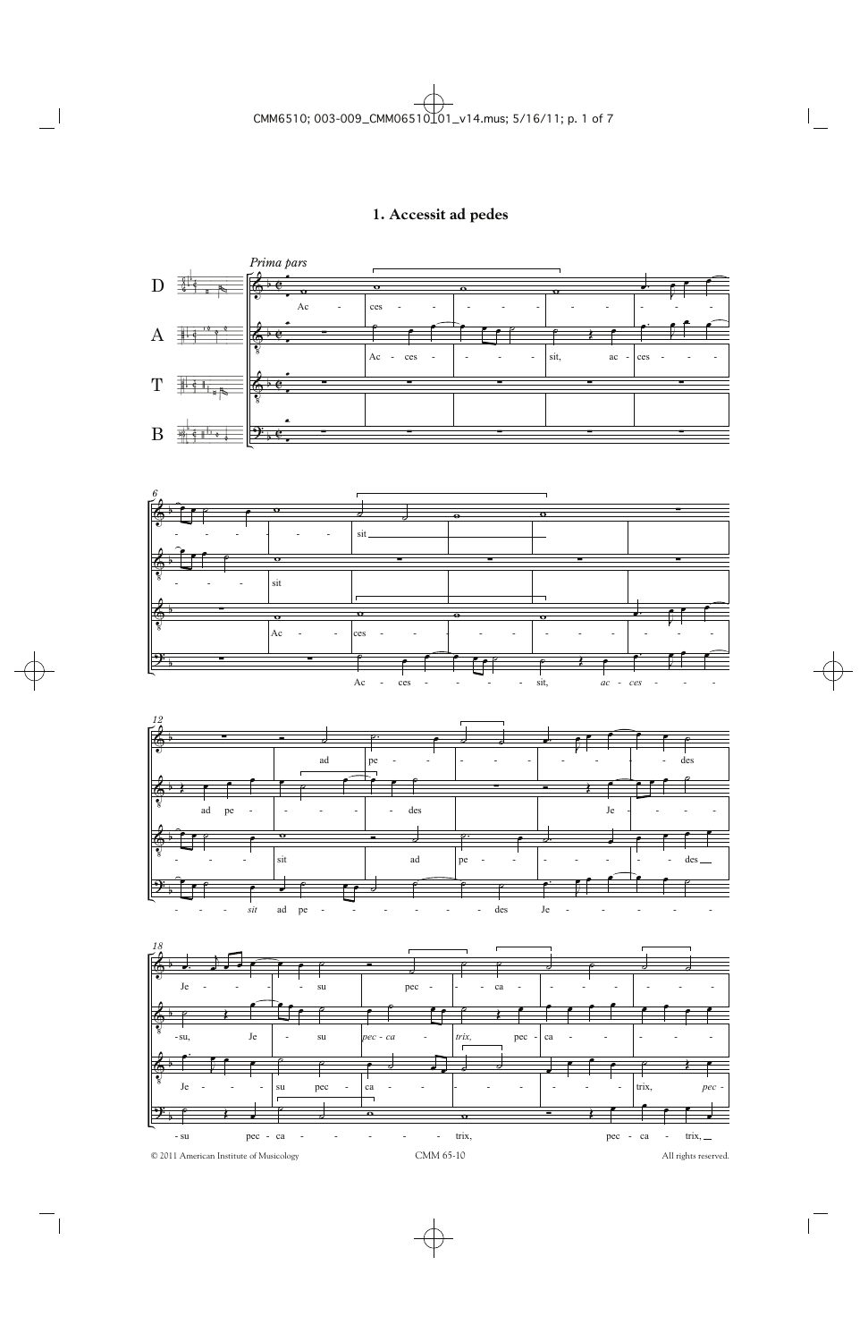# 1. Accessit ad pedes

*Prima pars*

D

A

T

B

Ac - ces - - - - - - - - - -

Ac - ces - - - - - sit, ac - ces - - -

6

- - - - - - - sit

- - - - sit

Ac - - ces - - - - - - - - - - -

Ac - ces - - - - - sit, *ac - ces* - - -

12

ad pe - - - - - - - - - des

ad pe - - - - - des Je - - - -

- - - - sit ad pe - - - - - - - des

- - - *sit* ad pe - - - - - - - des Je - - - - - - -

18

Je - - - - - su pec - - ca - - - - - - -

-su, Je - su *pec - ca* - *trix,* pec - ca - - - - - -

Je - - - - su pec - ca - - - - - - - trix, *pec -*

- su pec - ca - - - - - - trix, pec - ca - trix,

© 2011 American Institute of Musicology CMM 65-10 All rights reserved.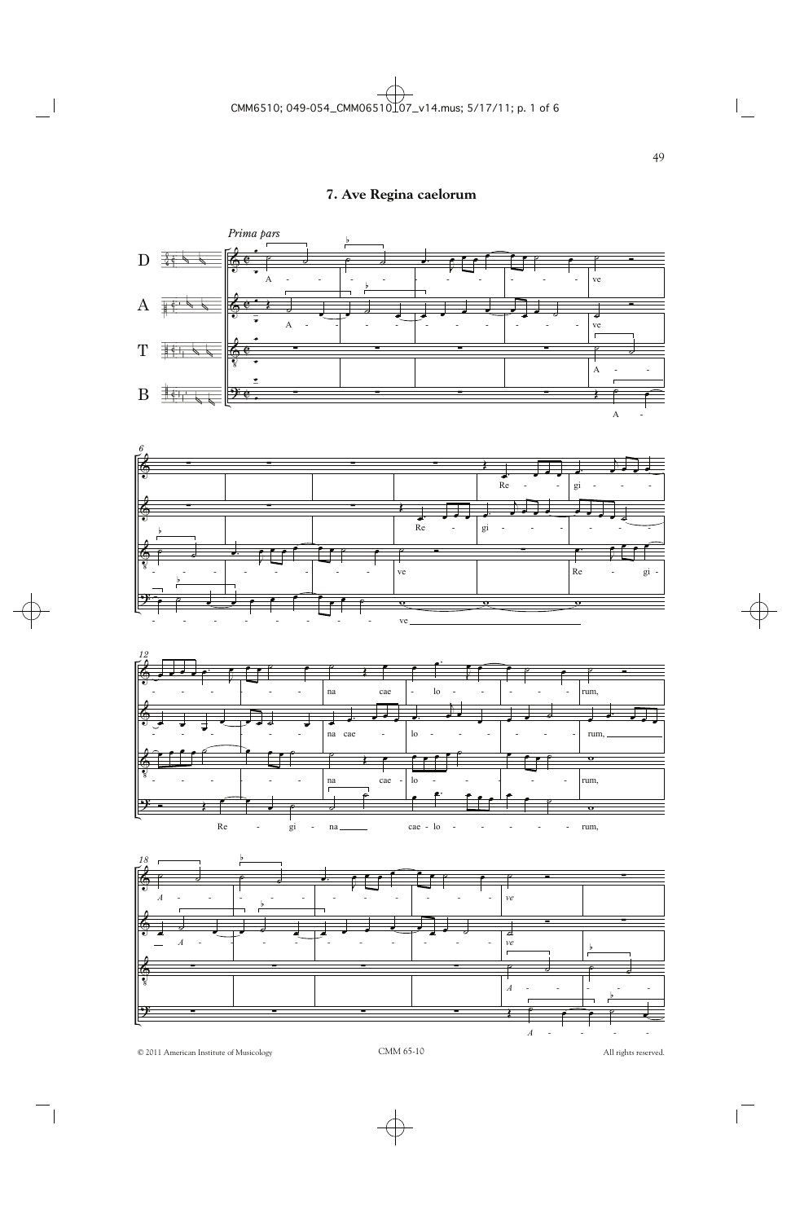# 7. Ave Regina caelorum

*Prima pars*

© 2011 American Institute of Musicology

CMM 65-10

All rights reserved.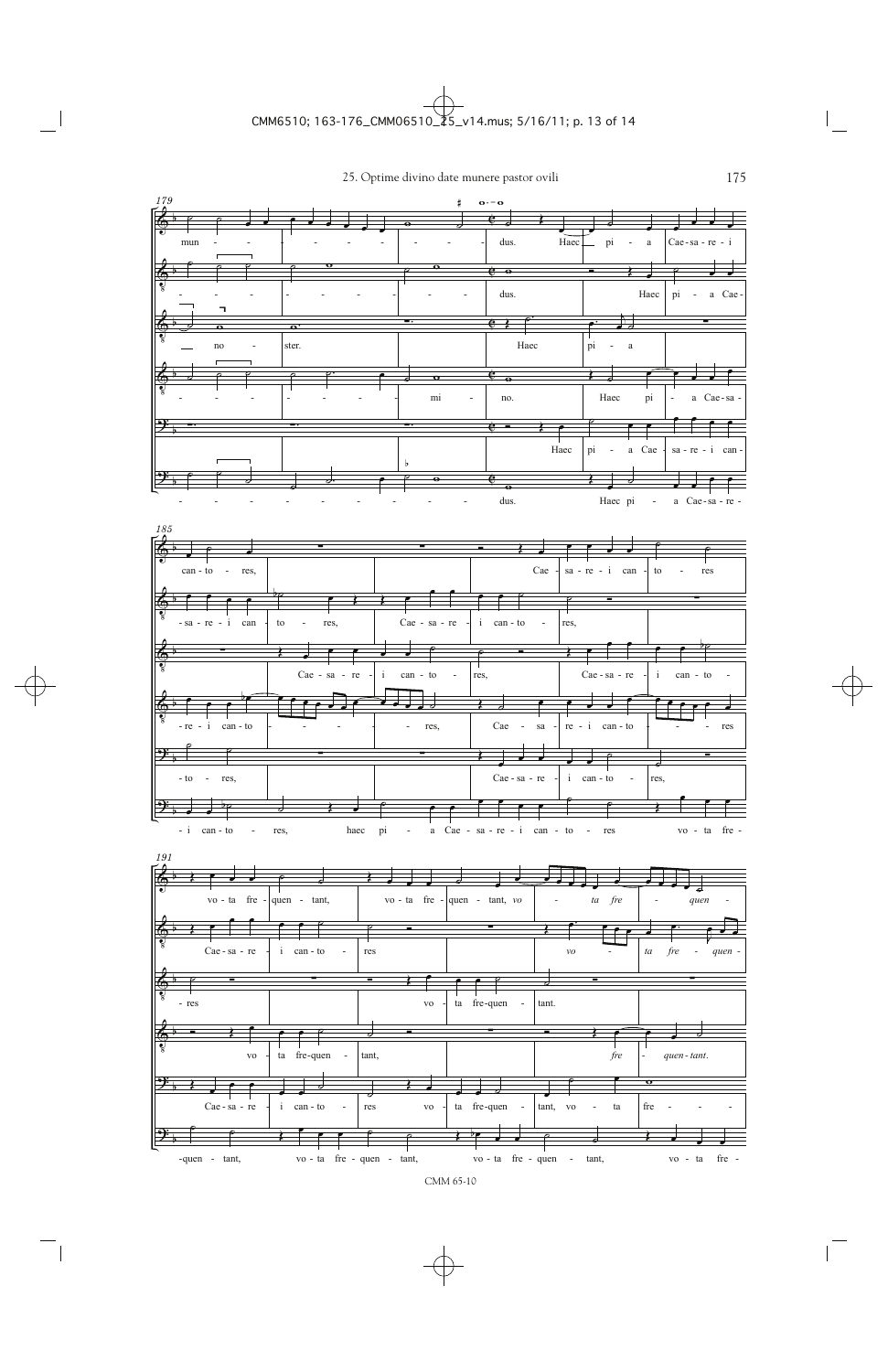# 25. Optime divino date munere pastor ovili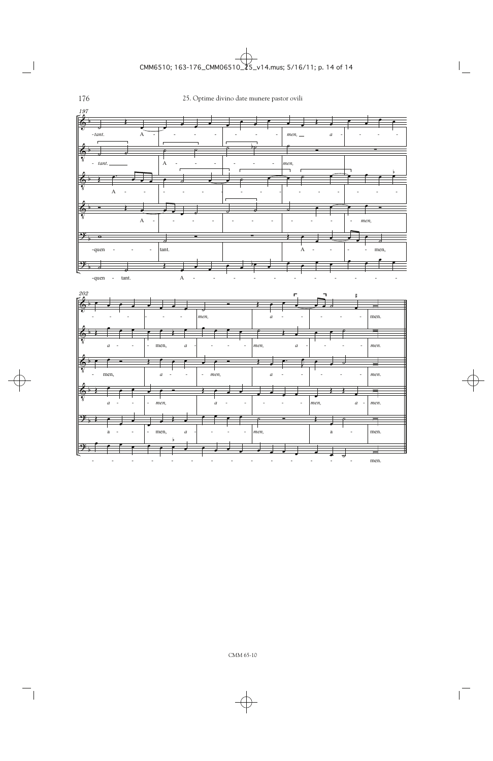25. Optime divino date munere pastor ovili

197

-tant. A - - - - - - - men, a - - - -

- tant. A - - - - - men,

A - - - - - - - - - - - - - - -

A - - - - - - - - - - men,

-quen - - - tant. A - - - men,

-quen - tant. A - - - - - - - - - - - - - -

202

- - - - - - - men, a - - - - - - men.

a - - - men, a - - - - men, a - - - - men.

- men, a - - - men, a - - - - men.

a - - - men, a - - - - - - men, a - men.

a - - - men, a - - - - men, a - men.

- - - - - - - - - - - - - - - - - men.

CMM 65-10